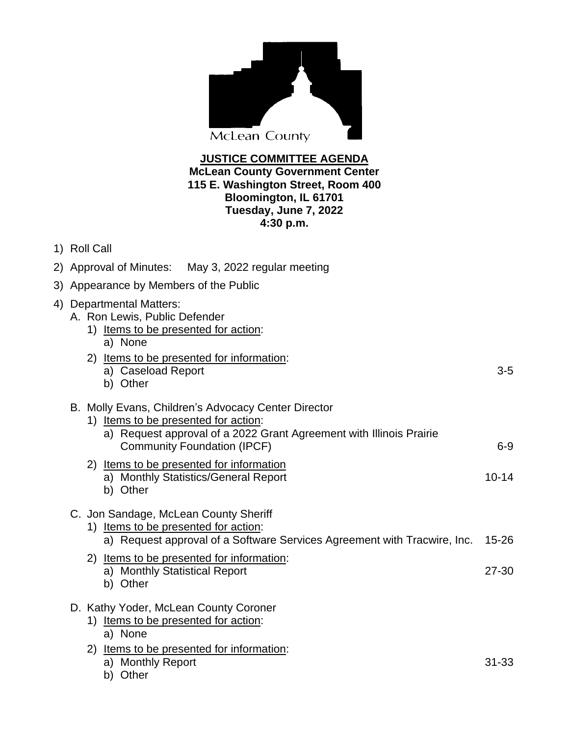McLean County

# JUSTICE COMMITTEE AGENDA

**McLean County Government Center**
**115 E. Washington Street, Room 400**
**Bloomington, IL 61701**
**Tuesday, June 7, 2022**
**4:30 p.m.**

1) Roll Call
2) Approval of Minutes: May 3, 2022 regular meeting
3) Appearance by Members of the Public
4) Departmental Matters:
   A. Ron Lewis, Public Defender
      1) Items to be presented for action:
         a) None
      2) Items to be presented for information:
         a) Caseload Report — 3-5
         b) Other

   B. Molly Evans, Children's Advocacy Center Director
      1) Items to be presented for action:
         a) Request approval of a 2022 Grant Agreement with Illinois Prairie Community Foundation (IPCF) — 6-9
      2) Items to be presented for information
         a) Monthly Statistics/General Report — 10-14
         b) Other

   C. Jon Sandage, McLean County Sheriff
      1) Items to be presented for action:
         a) Request approval of a Software Services Agreement with Tracwire, Inc. — 15-26
      2) Items to be presented for information:
         a) Monthly Statistical Report — 27-30
         b) Other

   D. Kathy Yoder, McLean County Coroner
      1) Items to be presented for action:
         a) None
      2) Items to be presented for information:
         a) Monthly Report — 31-33
         b) Other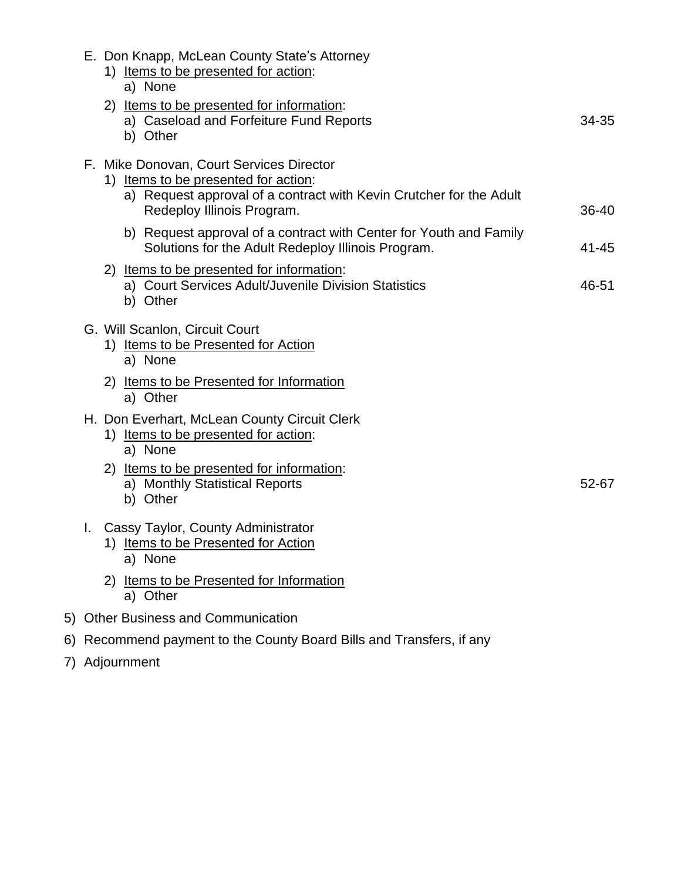E. Don Knapp, McLean County State's Attorney
   1) Items to be presented for action:
      a) None
   2) Items to be presented for information:
      a) Caseload and Forfeiture Fund Reports 34-35
      b) Other

F. Mike Donovan, Court Services Director
   1) Items to be presented for action:
      a) Request approval of a contract with Kevin Crutcher for the Adult Redeploy Illinois Program. 36-40
      b) Request approval of a contract with Center for Youth and Family Solutions for the Adult Redeploy Illinois Program. 41-45
   2) Items to be presented for information:
      a) Court Services Adult/Juvenile Division Statistics 46-51
      b) Other

G. Will Scanlon, Circuit Court
   1) Items to be Presented for Action
      a) None
   2) Items to be Presented for Information
      a) Other

H. Don Everhart, McLean County Circuit Clerk
   1) Items to be presented for action:
      a) None
   2) Items to be presented for information:
      a) Monthly Statistical Reports 52-67
      b) Other

I. Cassy Taylor, County Administrator
   1) Items to be Presented for Action
      a) None
   2) Items to be Presented for Information
      a) Other

5) Other Business and Communication

6) Recommend payment to the County Board Bills and Transfers, if any

7) Adjournment